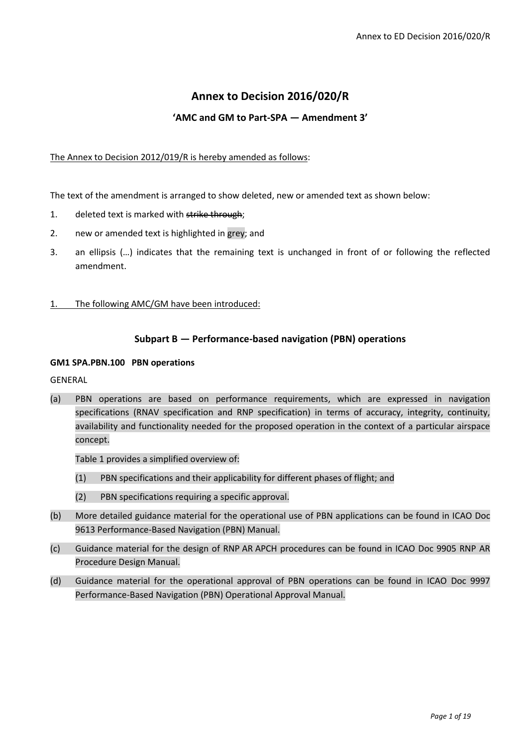# Annex to Decision 2016/020/R

## 'AMC and GM to Part-SPA — Amendment 3'

The Annex to Decision 2012/019/R is hereby amended as follows:

The text of the amendment is arranged to show deleted, new or amended text as shown below:

1. deleted text is marked with ~~strike through~~;
2. new or amended text is highlighted in grey; and
3. an ellipsis (…) indicates that the remaining text is unchanged in front of or following the reflected amendment.

1. The following AMC/GM have been introduced:

### Subpart B — Performance-based navigation (PBN) operations

**GM1 SPA.PBN.100 PBN operations**

GENERAL

(a) PBN operations are based on performance requirements, which are expressed in navigation specifications (RNAV specification and RNP specification) in terms of accuracy, integrity, continuity, availability and functionality needed for the proposed operation in the context of a particular airspace concept.

Table 1 provides a simplified overview of:

(1) PBN specifications and their applicability for different phases of flight; and

(2) PBN specifications requiring a specific approval.

(b) More detailed guidance material for the operational use of PBN applications can be found in ICAO Doc 9613 Performance-Based Navigation (PBN) Manual.

(c) Guidance material for the design of RNP AR APCH procedures can be found in ICAO Doc 9905 RNP AR Procedure Design Manual.

(d) Guidance material for the operational approval of PBN operations can be found in ICAO Doc 9997 Performance-Based Navigation (PBN) Operational Approval Manual.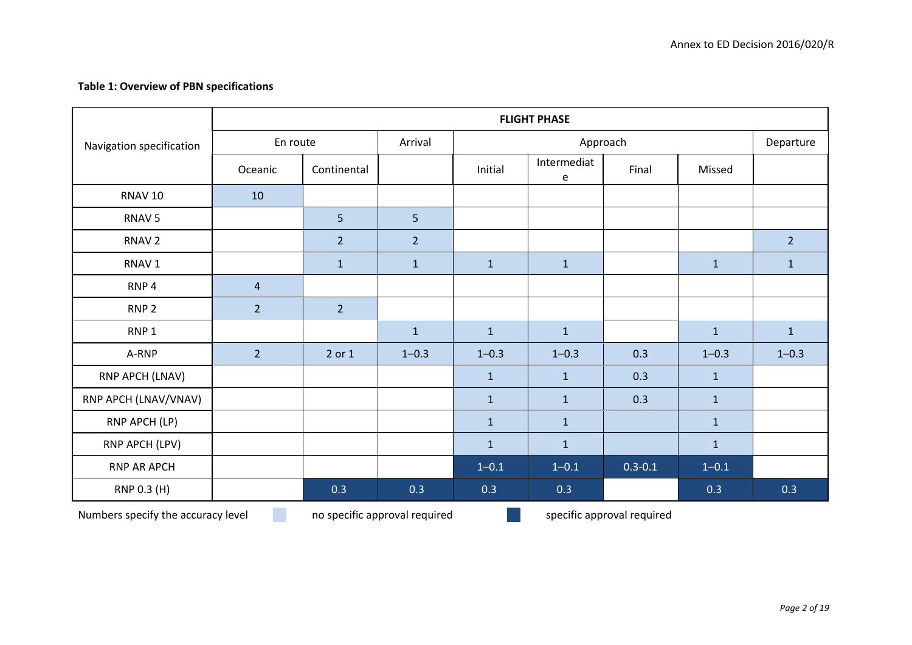**Table 1: Overview of PBN specifications**

| Navigation specification | FLIGHT PHASE | | | | | | | |
|---|---|---|---|---|---|---|---|---|
| | En route | | Arrival | Approach | | | | Departure |
| | Oceanic | Continental | | Initial | Intermediate | Final | Missed | |
| RNAV 10 | 10 | | | | | | | |
| RNAV 5 | | 5 | 5 | | | | | |
| RNAV 2 | | 2 | 2 | | | | | 2 |
| RNAV 1 | | 1 | 1 | 1 | 1 | | 1 | 1 |
| RNP 4 | 4 | | | | | | | |
| RNP 2 | 2 | 2 | | | | | | |
| RNP 1 | | | 1 | 1 | 1 | | 1 | 1 |
| A-RNP | 2 | 2 or 1 | 1–0.3 | 1–0.3 | 1–0.3 | 0.3 | 1–0.3 | 1–0.3 |
| RNP APCH (LNAV) | | | | 1 | 1 | 0.3 | 1 | |
| RNP APCH (LNAV/VNAV) | | | | 1 | 1 | 0.3 | 1 | |
| RNP APCH (LP) | | | | 1 | 1 | | 1 | |
| RNP APCH (LPV) | | | | 1 | 1 | | 1 | |
| RNP AR APCH | | | | 1–0.1 | 1–0.1 | 0.3-0.1 | 1–0.1 | |
| RNP 0.3 (H) | | 0.3 | 0.3 | 0.3 | 0.3 | | 0.3 | 0.3 |

Numbers specify the accuracy level — light shading: no specific approval required; dark shading: specific approval required (RNP AR APCH and RNP 0.3 (H) entries)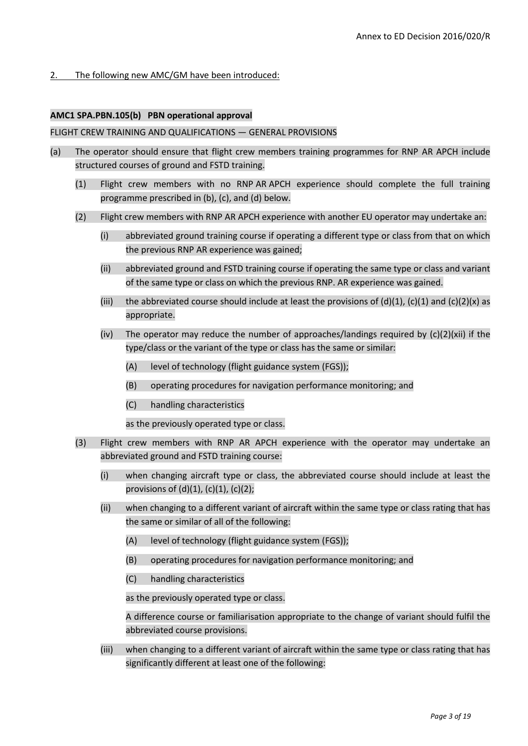2. The following new AMC/GM have been introduced:

**AMC1 SPA.PBN.105(b) PBN operational approval**

FLIGHT CREW TRAINING AND QUALIFICATIONS — GENERAL PROVISIONS

(a) The operator should ensure that flight crew members training programmes for RNP AR APCH include structured courses of ground and FSTD training.

(1) Flight crew members with no RNP AR APCH experience should complete the full training programme prescribed in (b), (c), and (d) below.

(2) Flight crew members with RNP AR APCH experience with another EU operator may undertake an:

(i) abbreviated ground training course if operating a different type or class from that on which the previous RNP AR experience was gained;

(ii) abbreviated ground and FSTD training course if operating the same type or class and variant of the same type or class on which the previous RNP. AR experience was gained.

(iii) the abbreviated course should include at least the provisions of (d)(1), (c)(1) and (c)(2)(x) as appropriate.

(iv) The operator may reduce the number of approaches/landings required by (c)(2)(xii) if the type/class or the variant of the type or class has the same or similar:

(A) level of technology (flight guidance system (FGS));

(B) operating procedures for navigation performance monitoring; and

(C) handling characteristics

as the previously operated type or class.

(3) Flight crew members with RNP AR APCH experience with the operator may undertake an abbreviated ground and FSTD training course:

(i) when changing aircraft type or class, the abbreviated course should include at least the provisions of (d)(1), (c)(1), (c)(2);

(ii) when changing to a different variant of aircraft within the same type or class rating that has the same or similar of all of the following:

(A) level of technology (flight guidance system (FGS));

(B) operating procedures for navigation performance monitoring; and

(C) handling characteristics

as the previously operated type or class.

A difference course or familiarisation appropriate to the change of variant should fulfil the abbreviated course provisions.

(iii) when changing to a different variant of aircraft within the same type or class rating that has significantly different at least one of the following: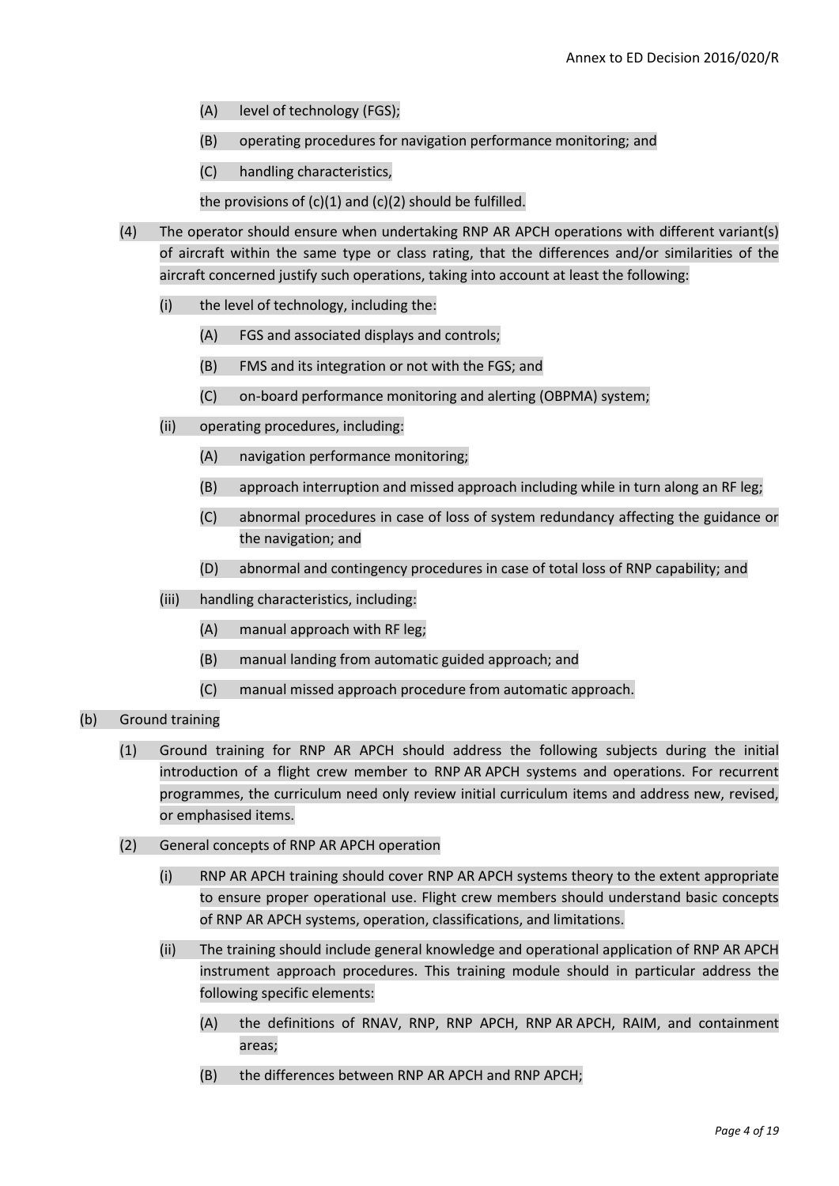(A) level of technology (FGS);

(B) operating procedures for navigation performance monitoring; and

(C) handling characteristics,

the provisions of (c)(1) and (c)(2) should be fulfilled.

(4) The operator should ensure when undertaking RNP AR APCH operations with different variant(s) of aircraft within the same type or class rating, that the differences and/or similarities of the aircraft concerned justify such operations, taking into account at least the following:

(i) the level of technology, including the:

(A) FGS and associated displays and controls;

(B) FMS and its integration or not with the FGS; and

(C) on-board performance monitoring and alerting (OBPMA) system;

(ii) operating procedures, including:

(A) navigation performance monitoring;

(B) approach interruption and missed approach including while in turn along an RF leg;

(C) abnormal procedures in case of loss of system redundancy affecting the guidance or the navigation; and

(D) abnormal and contingency procedures in case of total loss of RNP capability; and

(iii) handling characteristics, including:

(A) manual approach with RF leg;

(B) manual landing from automatic guided approach; and

(C) manual missed approach procedure from automatic approach.

(b) Ground training

(1) Ground training for RNP AR APCH should address the following subjects during the initial introduction of a flight crew member to RNP AR APCH systems and operations. For recurrent programmes, the curriculum need only review initial curriculum items and address new, revised, or emphasised items.

(2) General concepts of RNP AR APCH operation

(i) RNP AR APCH training should cover RNP AR APCH systems theory to the extent appropriate to ensure proper operational use. Flight crew members should understand basic concepts of RNP AR APCH systems, operation, classifications, and limitations.

(ii) The training should include general knowledge and operational application of RNP AR APCH instrument approach procedures. This training module should in particular address the following specific elements:

(A) the definitions of RNAV, RNP, RNP APCH, RNP AR APCH, RAIM, and containment areas;

(B) the differences between RNP AR APCH and RNP APCH;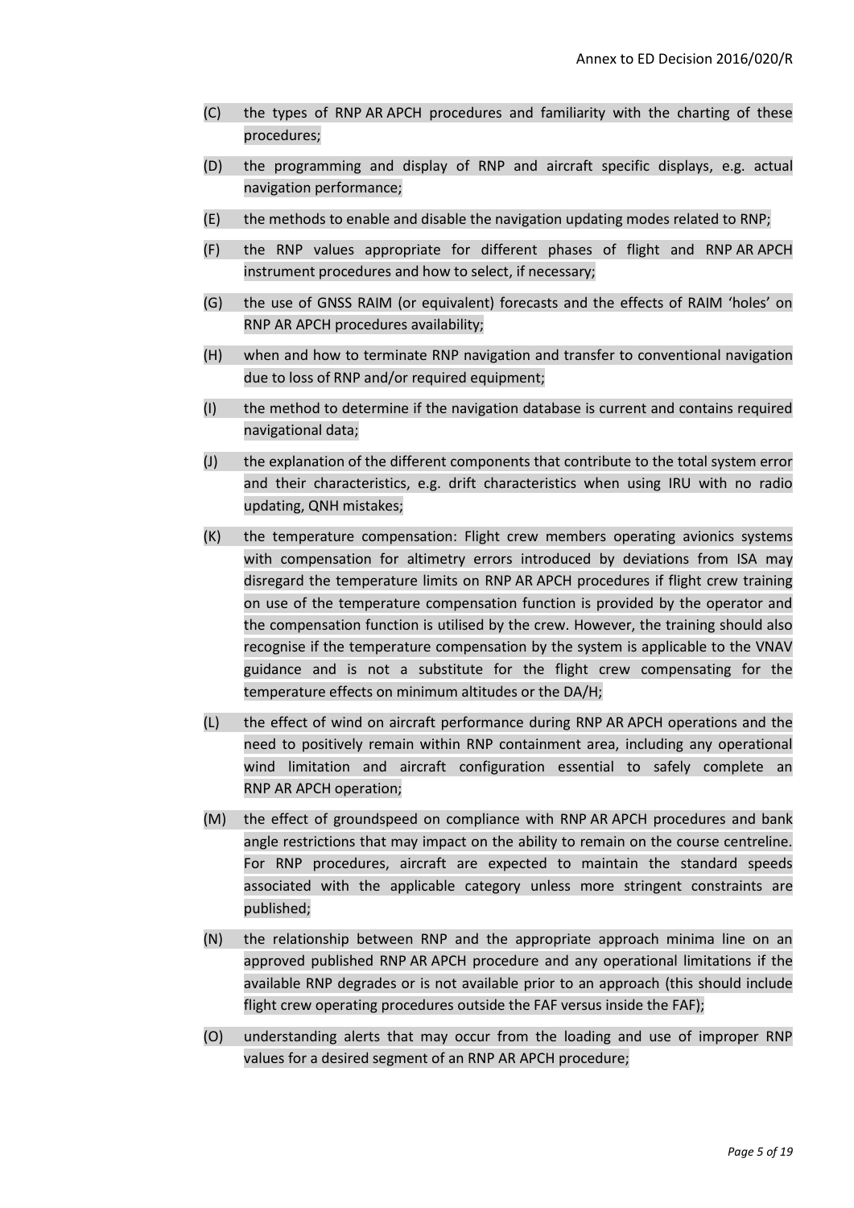(C) the types of RNP AR APCH procedures and familiarity with the charting of these procedures;

(D) the programming and display of RNP and aircraft specific displays, e.g. actual navigation performance;

(E) the methods to enable and disable the navigation updating modes related to RNP;

(F) the RNP values appropriate for different phases of flight and RNP AR APCH instrument procedures and how to select, if necessary;

(G) the use of GNSS RAIM (or equivalent) forecasts and the effects of RAIM 'holes' on RNP AR APCH procedures availability;

(H) when and how to terminate RNP navigation and transfer to conventional navigation due to loss of RNP and/or required equipment;

(I) the method to determine if the navigation database is current and contains required navigational data;

(J) the explanation of the different components that contribute to the total system error and their characteristics, e.g. drift characteristics when using IRU with no radio updating, QNH mistakes;

(K) the temperature compensation: Flight crew members operating avionics systems with compensation for altimetry errors introduced by deviations from ISA may disregard the temperature limits on RNP AR APCH procedures if flight crew training on use of the temperature compensation function is provided by the operator and the compensation function is utilised by the crew. However, the training should also recognise if the temperature compensation by the system is applicable to the VNAV guidance and is not a substitute for the flight crew compensating for the temperature effects on minimum altitudes or the DA/H;

(L) the effect of wind on aircraft performance during RNP AR APCH operations and the need to positively remain within RNP containment area, including any operational wind limitation and aircraft configuration essential to safely complete an RNP AR APCH operation;

(M) the effect of groundspeed on compliance with RNP AR APCH procedures and bank angle restrictions that may impact on the ability to remain on the course centreline. For RNP procedures, aircraft are expected to maintain the standard speeds associated with the applicable category unless more stringent constraints are published;

(N) the relationship between RNP and the appropriate approach minima line on an approved published RNP AR APCH procedure and any operational limitations if the available RNP degrades or is not available prior to an approach (this should include flight crew operating procedures outside the FAF versus inside the FAF);

(O) understanding alerts that may occur from the loading and use of improper RNP values for a desired segment of an RNP AR APCH procedure;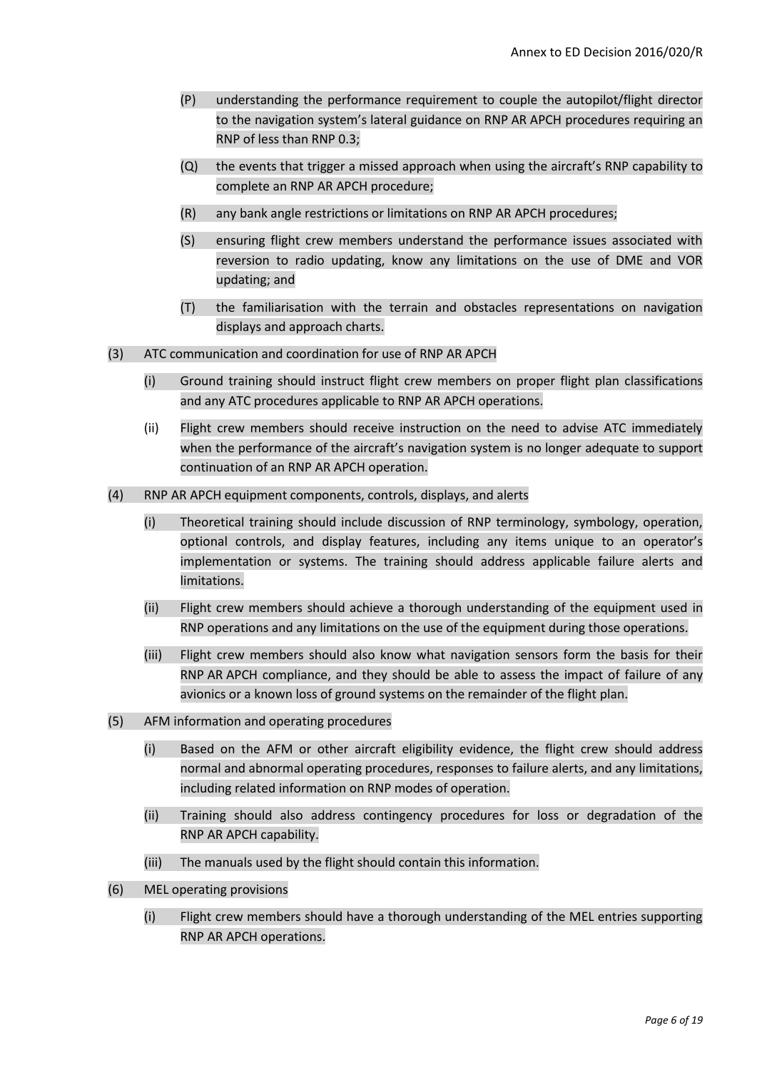(P) understanding the performance requirement to couple the autopilot/flight director to the navigation system's lateral guidance on RNP AR APCH procedures requiring an RNP of less than RNP 0.3;

(Q) the events that trigger a missed approach when using the aircraft's RNP capability to complete an RNP AR APCH procedure;

(R) any bank angle restrictions or limitations on RNP AR APCH procedures;

(S) ensuring flight crew members understand the performance issues associated with reversion to radio updating, know any limitations on the use of DME and VOR updating; and

(T) the familiarisation with the terrain and obstacles representations on navigation displays and approach charts.

(3) ATC communication and coordination for use of RNP AR APCH

(i) Ground training should instruct flight crew members on proper flight plan classifications and any ATC procedures applicable to RNP AR APCH operations.

(ii) Flight crew members should receive instruction on the need to advise ATC immediately when the performance of the aircraft's navigation system is no longer adequate to support continuation of an RNP AR APCH operation.

(4) RNP AR APCH equipment components, controls, displays, and alerts

(i) Theoretical training should include discussion of RNP terminology, symbology, operation, optional controls, and display features, including any items unique to an operator's implementation or systems. The training should address applicable failure alerts and limitations.

(ii) Flight crew members should achieve a thorough understanding of the equipment used in RNP operations and any limitations on the use of the equipment during those operations.

(iii) Flight crew members should also know what navigation sensors form the basis for their RNP AR APCH compliance, and they should be able to assess the impact of failure of any avionics or a known loss of ground systems on the remainder of the flight plan.

(5) AFM information and operating procedures

(i) Based on the AFM or other aircraft eligibility evidence, the flight crew should address normal and abnormal operating procedures, responses to failure alerts, and any limitations, including related information on RNP modes of operation.

(ii) Training should also address contingency procedures for loss or degradation of the RNP AR APCH capability.

(iii) The manuals used by the flight should contain this information.

(6) MEL operating provisions

(i) Flight crew members should have a thorough understanding of the MEL entries supporting RNP AR APCH operations.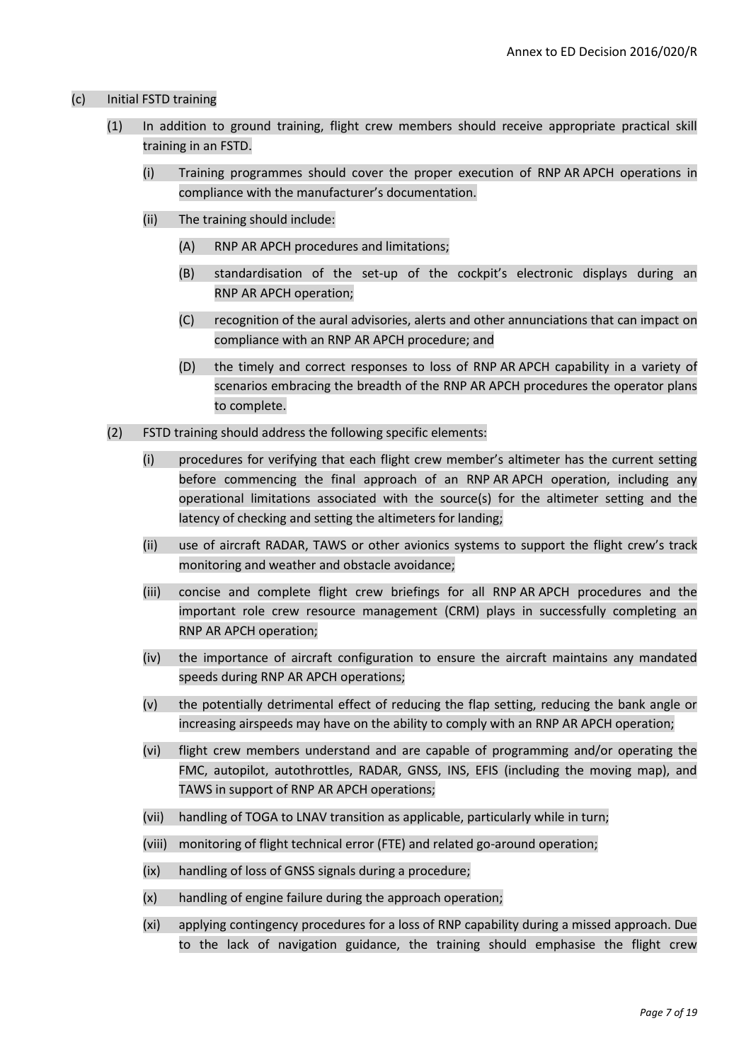(c) Initial FSTD training

(1) In addition to ground training, flight crew members should receive appropriate practical skill training in an FSTD.

(i) Training programmes should cover the proper execution of RNP AR APCH operations in compliance with the manufacturer's documentation.

(ii) The training should include:

(A) RNP AR APCH procedures and limitations;

(B) standardisation of the set-up of the cockpit's electronic displays during an RNP AR APCH operation;

(C) recognition of the aural advisories, alerts and other annunciations that can impact on compliance with an RNP AR APCH procedure; and

(D) the timely and correct responses to loss of RNP AR APCH capability in a variety of scenarios embracing the breadth of the RNP AR APCH procedures the operator plans to complete.

(2) FSTD training should address the following specific elements:

(i) procedures for verifying that each flight crew member's altimeter has the current setting before commencing the final approach of an RNP AR APCH operation, including any operational limitations associated with the source(s) for the altimeter setting and the latency of checking and setting the altimeters for landing;

(ii) use of aircraft RADAR, TAWS or other avionics systems to support the flight crew's track monitoring and weather and obstacle avoidance;

(iii) concise and complete flight crew briefings for all RNP AR APCH procedures and the important role crew resource management (CRM) plays in successfully completing an RNP AR APCH operation;

(iv) the importance of aircraft configuration to ensure the aircraft maintains any mandated speeds during RNP AR APCH operations;

(v) the potentially detrimental effect of reducing the flap setting, reducing the bank angle or increasing airspeeds may have on the ability to comply with an RNP AR APCH operation;

(vi) flight crew members understand and are capable of programming and/or operating the FMC, autopilot, autothrottles, RADAR, GNSS, INS, EFIS (including the moving map), and TAWS in support of RNP AR APCH operations;

(vii) handling of TOGA to LNAV transition as applicable, particularly while in turn;

(viii) monitoring of flight technical error (FTE) and related go-around operation;

(ix) handling of loss of GNSS signals during a procedure;

(x) handling of engine failure during the approach operation;

(xi) applying contingency procedures for a loss of RNP capability during a missed approach. Due to the lack of navigation guidance, the training should emphasise the flight crew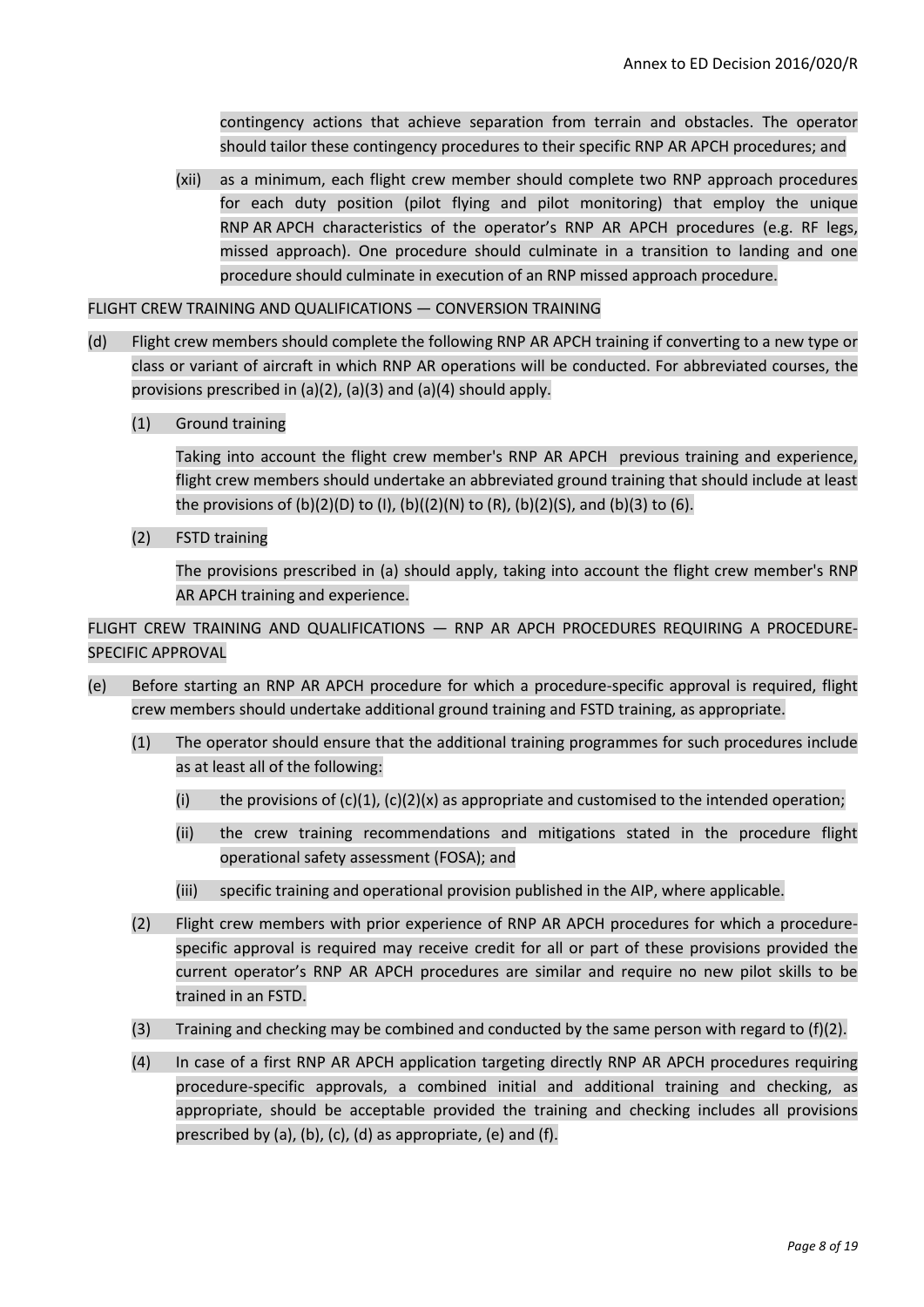contingency actions that achieve separation from terrain and obstacles. The operator should tailor these contingency procedures to their specific RNP AR APCH procedures; and

(xii) as a minimum, each flight crew member should complete two RNP approach procedures for each duty position (pilot flying and pilot monitoring) that employ the unique RNP AR APCH characteristics of the operator's RNP AR APCH procedures (e.g. RF legs, missed approach). One procedure should culminate in a transition to landing and one procedure should culminate in execution of an RNP missed approach procedure.

FLIGHT CREW TRAINING AND QUALIFICATIONS — CONVERSION TRAINING

(d) Flight crew members should complete the following RNP AR APCH training if converting to a new type or class or variant of aircraft in which RNP AR operations will be conducted. For abbreviated courses, the provisions prescribed in (a)(2), (a)(3) and (a)(4) should apply.

(1) Ground training

Taking into account the flight crew member's RNP AR APCH previous training and experience, flight crew members should undertake an abbreviated ground training that should include at least the provisions of (b)(2)(D) to (I), (b)((2)(N) to (R), (b)(2)(S), and (b)(3) to (6).

(2) FSTD training

The provisions prescribed in (a) should apply, taking into account the flight crew member's RNP AR APCH training and experience.

FLIGHT CREW TRAINING AND QUALIFICATIONS — RNP AR APCH PROCEDURES REQUIRING A PROCEDURE-SPECIFIC APPROVAL

(e) Before starting an RNP AR APCH procedure for which a procedure-specific approval is required, flight crew members should undertake additional ground training and FSTD training, as appropriate.

(1) The operator should ensure that the additional training programmes for such procedures include as at least all of the following:

(i) the provisions of (c)(1), (c)(2)(x) as appropriate and customised to the intended operation;

(ii) the crew training recommendations and mitigations stated in the procedure flight operational safety assessment (FOSA); and

(iii) specific training and operational provision published in the AIP, where applicable.

(2) Flight crew members with prior experience of RNP AR APCH procedures for which a procedure-specific approval is required may receive credit for all or part of these provisions provided the current operator's RNP AR APCH procedures are similar and require no new pilot skills to be trained in an FSTD.

(3) Training and checking may be combined and conducted by the same person with regard to (f)(2).

(4) In case of a first RNP AR APCH application targeting directly RNP AR APCH procedures requiring procedure-specific approvals, a combined initial and additional training and checking, as appropriate, should be acceptable provided the training and checking includes all provisions prescribed by (a), (b), (c), (d) as appropriate, (e) and (f).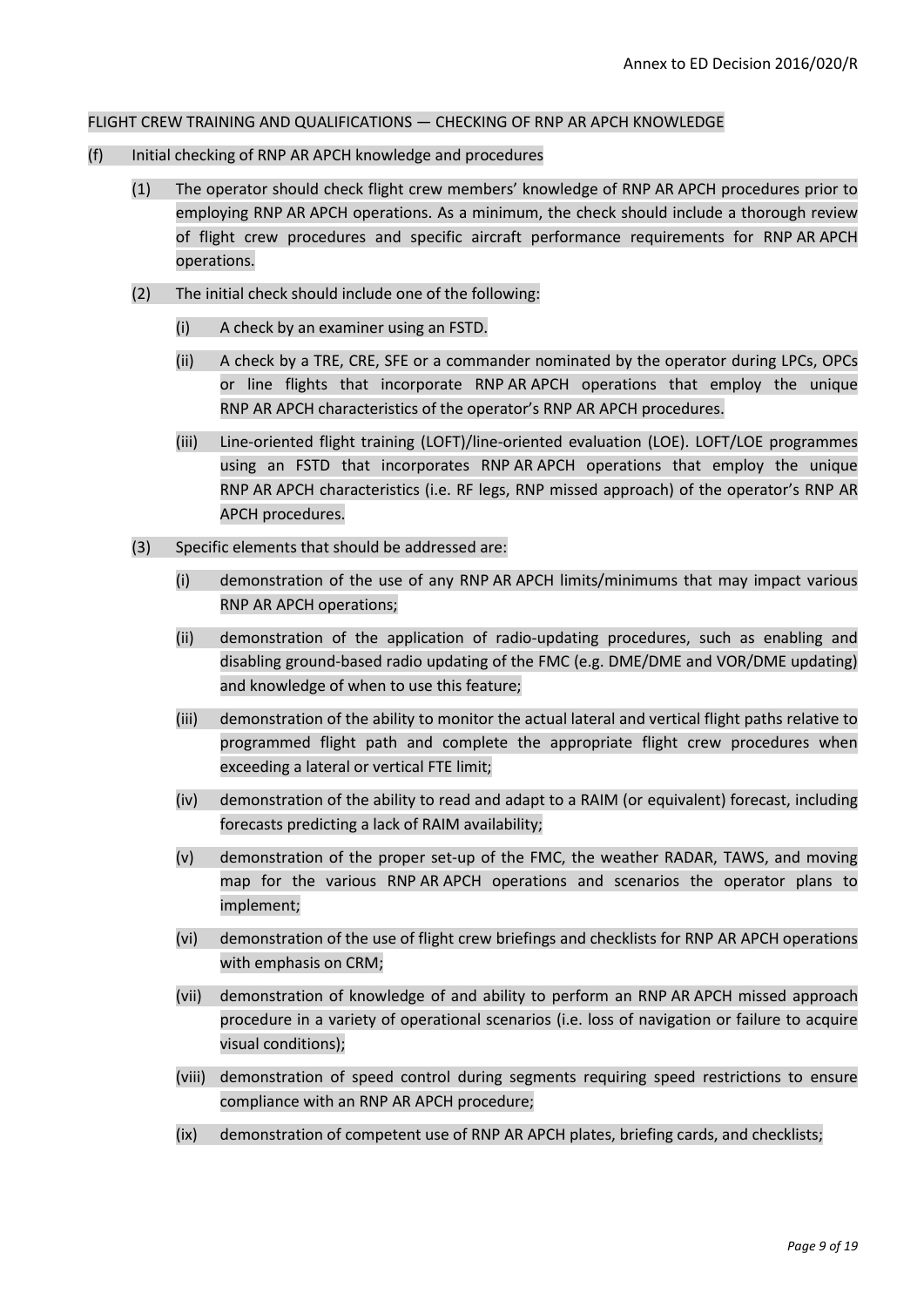FLIGHT CREW TRAINING AND QUALIFICATIONS — CHECKING OF RNP AR APCH KNOWLEDGE

(f) Initial checking of RNP AR APCH knowledge and procedures

(1) The operator should check flight crew members' knowledge of RNP AR APCH procedures prior to employing RNP AR APCH operations. As a minimum, the check should include a thorough review of flight crew procedures and specific aircraft performance requirements for RNP AR APCH operations.

(2) The initial check should include one of the following:

(i) A check by an examiner using an FSTD.

(ii) A check by a TRE, CRE, SFE or a commander nominated by the operator during LPCs, OPCs or line flights that incorporate RNP AR APCH operations that employ the unique RNP AR APCH characteristics of the operator's RNP AR APCH procedures.

(iii) Line-oriented flight training (LOFT)/line-oriented evaluation (LOE). LOFT/LOE programmes using an FSTD that incorporates RNP AR APCH operations that employ the unique RNP AR APCH characteristics (i.e. RF legs, RNP missed approach) of the operator's RNP AR APCH procedures.

(3) Specific elements that should be addressed are:

(i) demonstration of the use of any RNP AR APCH limits/minimums that may impact various RNP AR APCH operations;

(ii) demonstration of the application of radio-updating procedures, such as enabling and disabling ground-based radio updating of the FMC (e.g. DME/DME and VOR/DME updating) and knowledge of when to use this feature;

(iii) demonstration of the ability to monitor the actual lateral and vertical flight paths relative to programmed flight path and complete the appropriate flight crew procedures when exceeding a lateral or vertical FTE limit;

(iv) demonstration of the ability to read and adapt to a RAIM (or equivalent) forecast, including forecasts predicting a lack of RAIM availability;

(v) demonstration of the proper set-up of the FMC, the weather RADAR, TAWS, and moving map for the various RNP AR APCH operations and scenarios the operator plans to implement;

(vi) demonstration of the use of flight crew briefings and checklists for RNP AR APCH operations with emphasis on CRM;

(vii) demonstration of knowledge of and ability to perform an RNP AR APCH missed approach procedure in a variety of operational scenarios (i.e. loss of navigation or failure to acquire visual conditions);

(viii) demonstration of speed control during segments requiring speed restrictions to ensure compliance with an RNP AR APCH procedure;

(ix) demonstration of competent use of RNP AR APCH plates, briefing cards, and checklists;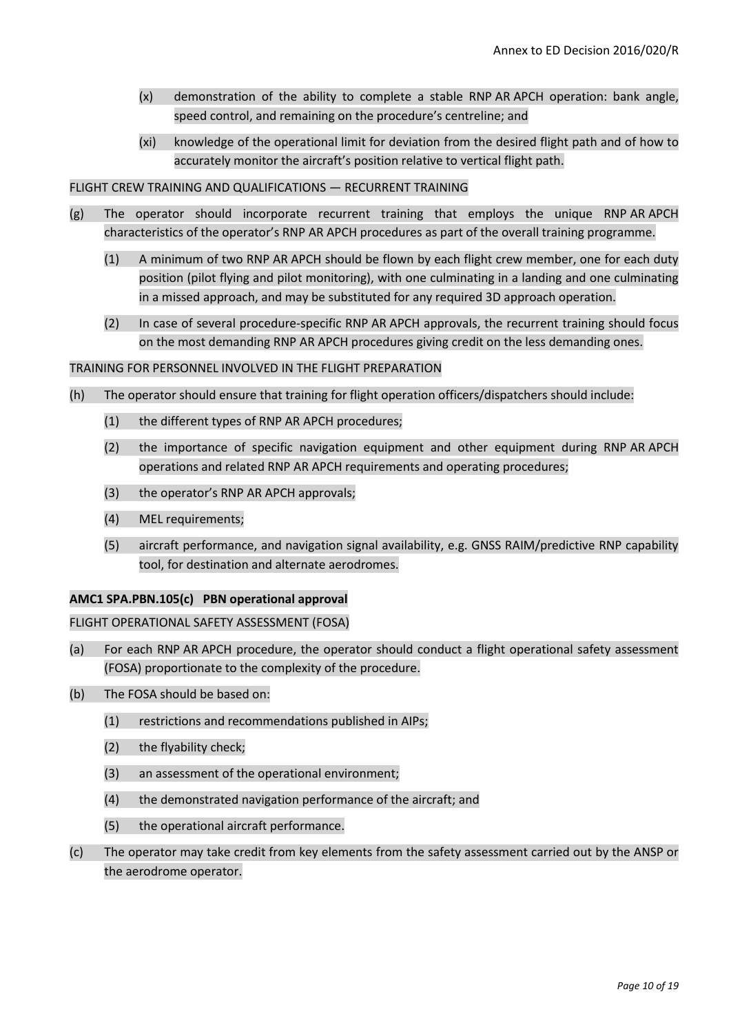(x) demonstration of the ability to complete a stable RNP AR APCH operation: bank angle, speed control, and remaining on the procedure's centreline; and

(xi) knowledge of the operational limit for deviation from the desired flight path and of how to accurately monitor the aircraft's position relative to vertical flight path.

FLIGHT CREW TRAINING AND QUALIFICATIONS — RECURRENT TRAINING

(g) The operator should incorporate recurrent training that employs the unique RNP AR APCH characteristics of the operator's RNP AR APCH procedures as part of the overall training programme.

(1) A minimum of two RNP AR APCH should be flown by each flight crew member, one for each duty position (pilot flying and pilot monitoring), with one culminating in a landing and one culminating in a missed approach, and may be substituted for any required 3D approach operation.

(2) In case of several procedure-specific RNP AR APCH approvals, the recurrent training should focus on the most demanding RNP AR APCH procedures giving credit on the less demanding ones.

TRAINING FOR PERSONNEL INVOLVED IN THE FLIGHT PREPARATION

(h) The operator should ensure that training for flight operation officers/dispatchers should include:

(1) the different types of RNP AR APCH procedures;

(2) the importance of specific navigation equipment and other equipment during RNP AR APCH operations and related RNP AR APCH requirements and operating procedures;

(3) the operator's RNP AR APCH approvals;

(4) MEL requirements;

(5) aircraft performance, and navigation signal availability, e.g. GNSS RAIM/predictive RNP capability tool, for destination and alternate aerodromes.

**AMC1 SPA.PBN.105(c) PBN operational approval**

FLIGHT OPERATIONAL SAFETY ASSESSMENT (FOSA)

(a) For each RNP AR APCH procedure, the operator should conduct a flight operational safety assessment (FOSA) proportionate to the complexity of the procedure.

(b) The FOSA should be based on:

(1) restrictions and recommendations published in AIPs;

(2) the flyability check;

(3) an assessment of the operational environment;

(4) the demonstrated navigation performance of the aircraft; and

(5) the operational aircraft performance.

(c) The operator may take credit from key elements from the safety assessment carried out by the ANSP or the aerodrome operator.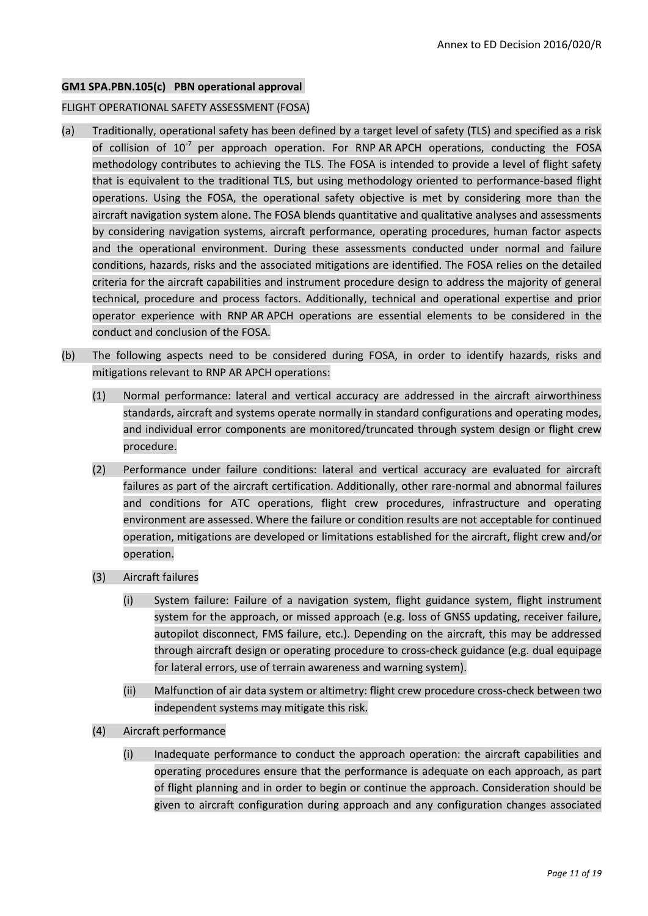**GM1 SPA.PBN.105(c) PBN operational approval**

FLIGHT OPERATIONAL SAFETY ASSESSMENT (FOSA)

(a) Traditionally, operational safety has been defined by a target level of safety (TLS) and specified as a risk of collision of $10^{-7}$ per approach operation. For RNP AR APCH operations, conducting the FOSA methodology contributes to achieving the TLS. The FOSA is intended to provide a level of flight safety that is equivalent to the traditional TLS, but using methodology oriented to performance-based flight operations. Using the FOSA, the operational safety objective is met by considering more than the aircraft navigation system alone. The FOSA blends quantitative and qualitative analyses and assessments by considering navigation systems, aircraft performance, operating procedures, human factor aspects and the operational environment. During these assessments conducted under normal and failure conditions, hazards, risks and the associated mitigations are identified. The FOSA relies on the detailed criteria for the aircraft capabilities and instrument procedure design to address the majority of general technical, procedure and process factors. Additionally, technical and operational expertise and prior operator experience with RNP AR APCH operations are essential elements to be considered in the conduct and conclusion of the FOSA.

(b) The following aspects need to be considered during FOSA, in order to identify hazards, risks and mitigations relevant to RNP AR APCH operations:

(1) Normal performance: lateral and vertical accuracy are addressed in the aircraft airworthiness standards, aircraft and systems operate normally in standard configurations and operating modes, and individual error components are monitored/truncated through system design or flight crew procedure.

(2) Performance under failure conditions: lateral and vertical accuracy are evaluated for aircraft failures as part of the aircraft certification. Additionally, other rare-normal and abnormal failures and conditions for ATC operations, flight crew procedures, infrastructure and operating environment are assessed. Where the failure or condition results are not acceptable for continued operation, mitigations are developed or limitations established for the aircraft, flight crew and/or operation.

(3) Aircraft failures

(i) System failure: Failure of a navigation system, flight guidance system, flight instrument system for the approach, or missed approach (e.g. loss of GNSS updating, receiver failure, autopilot disconnect, FMS failure, etc.). Depending on the aircraft, this may be addressed through aircraft design or operating procedure to cross-check guidance (e.g. dual equipage for lateral errors, use of terrain awareness and warning system).

(ii) Malfunction of air data system or altimetry: flight crew procedure cross-check between two independent systems may mitigate this risk.

(4) Aircraft performance

(i) Inadequate performance to conduct the approach operation: the aircraft capabilities and operating procedures ensure that the performance is adequate on each approach, as part of flight planning and in order to begin or continue the approach. Consideration should be given to aircraft configuration during approach and any configuration changes associated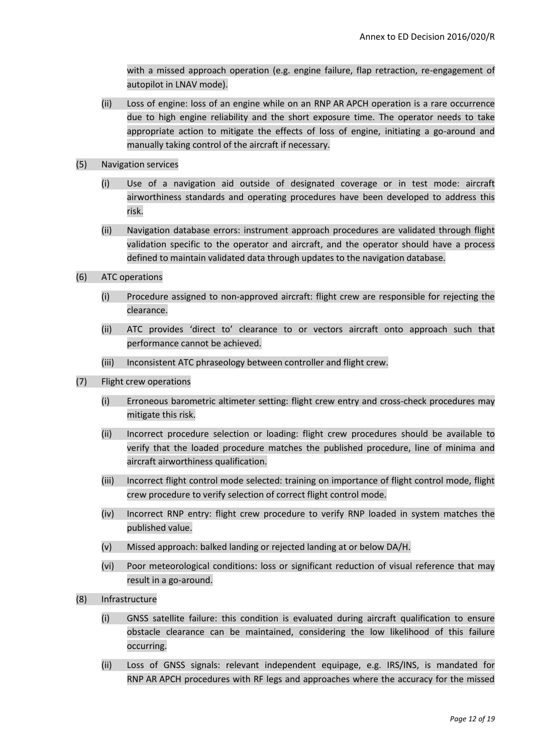with a missed approach operation (e.g. engine failure, flap retraction, re-engagement of autopilot in LNAV mode).

(ii) Loss of engine: loss of an engine while on an RNP AR APCH operation is a rare occurrence due to high engine reliability and the short exposure time. The operator needs to take appropriate action to mitigate the effects of loss of engine, initiating a go-around and manually taking control of the aircraft if necessary.

(5) Navigation services

(i) Use of a navigation aid outside of designated coverage or in test mode: aircraft airworthiness standards and operating procedures have been developed to address this risk.

(ii) Navigation database errors: instrument approach procedures are validated through flight validation specific to the operator and aircraft, and the operator should have a process defined to maintain validated data through updates to the navigation database.

(6) ATC operations

(i) Procedure assigned to non-approved aircraft: flight crew are responsible for rejecting the clearance.

(ii) ATC provides 'direct to' clearance to or vectors aircraft onto approach such that performance cannot be achieved.

(iii) Inconsistent ATC phraseology between controller and flight crew.

(7) Flight crew operations

(i) Erroneous barometric altimeter setting: flight crew entry and cross-check procedures may mitigate this risk.

(ii) Incorrect procedure selection or loading: flight crew procedures should be available to verify that the loaded procedure matches the published procedure, line of minima and aircraft airworthiness qualification.

(iii) Incorrect flight control mode selected: training on importance of flight control mode, flight crew procedure to verify selection of correct flight control mode.

(iv) Incorrect RNP entry: flight crew procedure to verify RNP loaded in system matches the published value.

(v) Missed approach: balked landing or rejected landing at or below DA/H.

(vi) Poor meteorological conditions: loss or significant reduction of visual reference that may result in a go-around.

(8) Infrastructure

(i) GNSS satellite failure: this condition is evaluated during aircraft qualification to ensure obstacle clearance can be maintained, considering the low likelihood of this failure occurring.

(ii) Loss of GNSS signals: relevant independent equipage, e.g. IRS/INS, is mandated for RNP AR APCH procedures with RF legs and approaches where the accuracy for the missed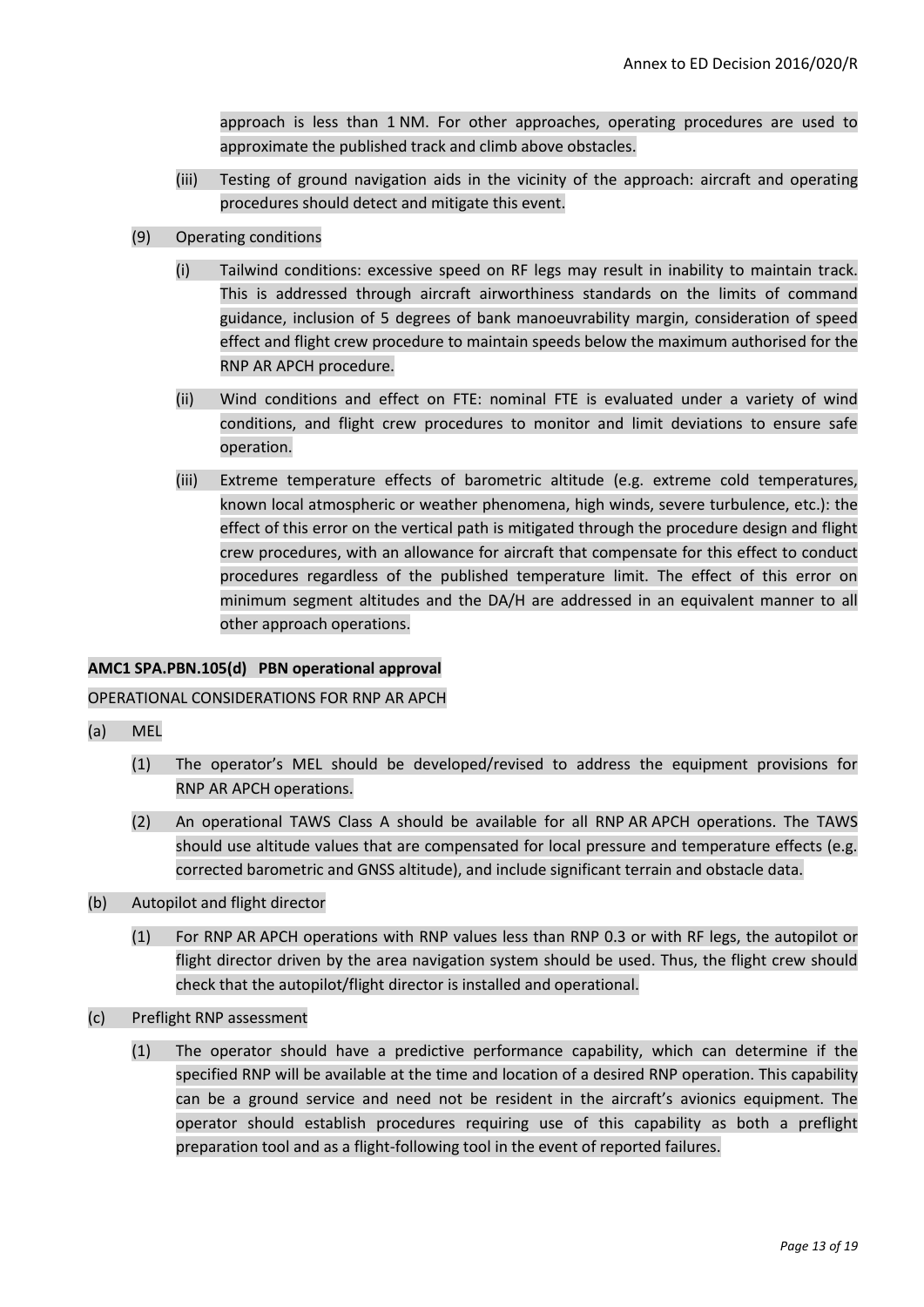approach is less than 1 NM. For other approaches, operating procedures are used to approximate the published track and climb above obstacles.

(iii) Testing of ground navigation aids in the vicinity of the approach: aircraft and operating procedures should detect and mitigate this event.

(9) Operating conditions

(i) Tailwind conditions: excessive speed on RF legs may result in inability to maintain track. This is addressed through aircraft airworthiness standards on the limits of command guidance, inclusion of 5 degrees of bank manoeuvrability margin, consideration of speed effect and flight crew procedure to maintain speeds below the maximum authorised for the RNP AR APCH procedure.

(ii) Wind conditions and effect on FTE: nominal FTE is evaluated under a variety of wind conditions, and flight crew procedures to monitor and limit deviations to ensure safe operation.

(iii) Extreme temperature effects of barometric altitude (e.g. extreme cold temperatures, known local atmospheric or weather phenomena, high winds, severe turbulence, etc.): the effect of this error on the vertical path is mitigated through the procedure design and flight crew procedures, with an allowance for aircraft that compensate for this effect to conduct procedures regardless of the published temperature limit. The effect of this error on minimum segment altitudes and the DA/H are addressed in an equivalent manner to all other approach operations.

**AMC1 SPA.PBN.105(d) PBN operational approval**

OPERATIONAL CONSIDERATIONS FOR RNP AR APCH

(a) MEL

(1) The operator's MEL should be developed/revised to address the equipment provisions for RNP AR APCH operations.

(2) An operational TAWS Class A should be available for all RNP AR APCH operations. The TAWS should use altitude values that are compensated for local pressure and temperature effects (e.g. corrected barometric and GNSS altitude), and include significant terrain and obstacle data.

(b) Autopilot and flight director

(1) For RNP AR APCH operations with RNP values less than RNP 0.3 or with RF legs, the autopilot or flight director driven by the area navigation system should be used. Thus, the flight crew should check that the autopilot/flight director is installed and operational.

(c) Preflight RNP assessment

(1) The operator should have a predictive performance capability, which can determine if the specified RNP will be available at the time and location of a desired RNP operation. This capability can be a ground service and need not be resident in the aircraft's avionics equipment. The operator should establish procedures requiring use of this capability as both a preflight preparation tool and as a flight-following tool in the event of reported failures.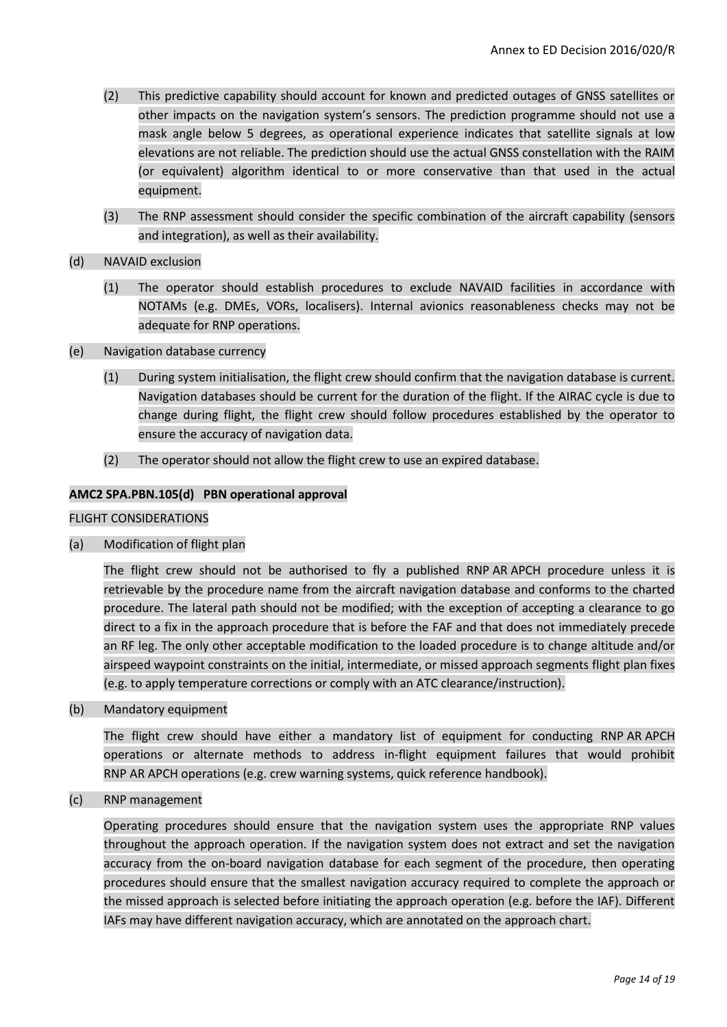(2) This predictive capability should account for known and predicted outages of GNSS satellites or other impacts on the navigation system's sensors. The prediction programme should not use a mask angle below 5 degrees, as operational experience indicates that satellite signals at low elevations are not reliable. The prediction should use the actual GNSS constellation with the RAIM (or equivalent) algorithm identical to or more conservative than that used in the actual equipment.

(3) The RNP assessment should consider the specific combination of the aircraft capability (sensors and integration), as well as their availability.

(d) NAVAID exclusion

(1) The operator should establish procedures to exclude NAVAID facilities in accordance with NOTAMs (e.g. DMEs, VORs, localisers). Internal avionics reasonableness checks may not be adequate for RNP operations.

(e) Navigation database currency

(1) During system initialisation, the flight crew should confirm that the navigation database is current. Navigation databases should be current for the duration of the flight. If the AIRAC cycle is due to change during flight, the flight crew should follow procedures established by the operator to ensure the accuracy of navigation data.

(2) The operator should not allow the flight crew to use an expired database.

**AMC2 SPA.PBN.105(d) PBN operational approval**

FLIGHT CONSIDERATIONS

(a) Modification of flight plan

The flight crew should not be authorised to fly a published RNP AR APCH procedure unless it is retrievable by the procedure name from the aircraft navigation database and conforms to the charted procedure. The lateral path should not be modified; with the exception of accepting a clearance to go direct to a fix in the approach procedure that is before the FAF and that does not immediately precede an RF leg. The only other acceptable modification to the loaded procedure is to change altitude and/or airspeed waypoint constraints on the initial, intermediate, or missed approach segments flight plan fixes (e.g. to apply temperature corrections or comply with an ATC clearance/instruction).

(b) Mandatory equipment

The flight crew should have either a mandatory list of equipment for conducting RNP AR APCH operations or alternate methods to address in-flight equipment failures that would prohibit RNP AR APCH operations (e.g. crew warning systems, quick reference handbook).

(c) RNP management

Operating procedures should ensure that the navigation system uses the appropriate RNP values throughout the approach operation. If the navigation system does not extract and set the navigation accuracy from the on-board navigation database for each segment of the procedure, then operating procedures should ensure that the smallest navigation accuracy required to complete the approach or the missed approach is selected before initiating the approach operation (e.g. before the IAF). Different IAFs may have different navigation accuracy, which are annotated on the approach chart.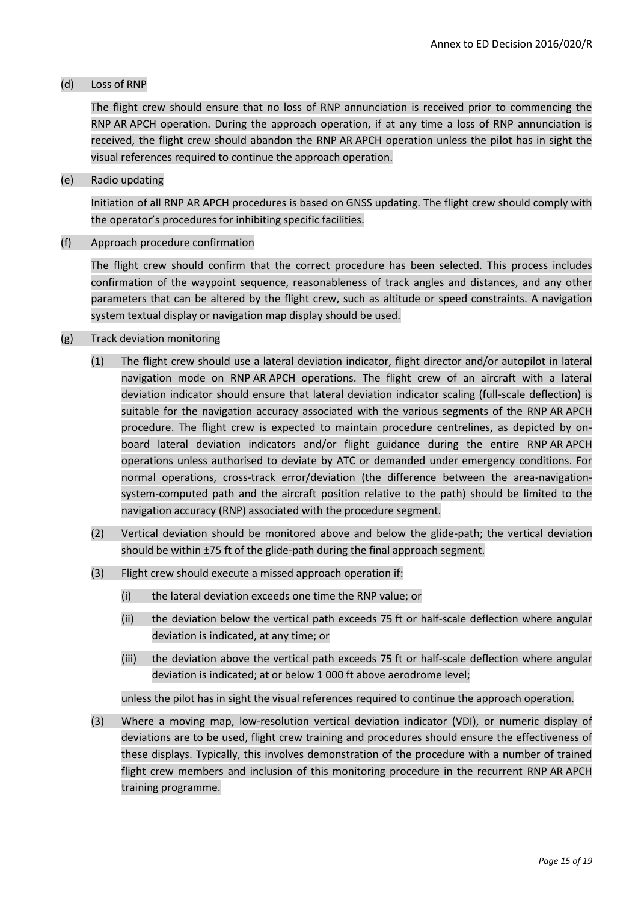(d) Loss of RNP

The flight crew should ensure that no loss of RNP annunciation is received prior to commencing the RNP AR APCH operation. During the approach operation, if at any time a loss of RNP annunciation is received, the flight crew should abandon the RNP AR APCH operation unless the pilot has in sight the visual references required to continue the approach operation.

(e) Radio updating

Initiation of all RNP AR APCH procedures is based on GNSS updating. The flight crew should comply with the operator's procedures for inhibiting specific facilities.

(f) Approach procedure confirmation

The flight crew should confirm that the correct procedure has been selected. This process includes confirmation of the waypoint sequence, reasonableness of track angles and distances, and any other parameters that can be altered by the flight crew, such as altitude or speed constraints. A navigation system textual display or navigation map display should be used.

(g) Track deviation monitoring

(1) The flight crew should use a lateral deviation indicator, flight director and/or autopilot in lateral navigation mode on RNP AR APCH operations. The flight crew of an aircraft with a lateral deviation indicator should ensure that lateral deviation indicator scaling (full-scale deflection) is suitable for the navigation accuracy associated with the various segments of the RNP AR APCH procedure. The flight crew is expected to maintain procedure centrelines, as depicted by on-board lateral deviation indicators and/or flight guidance during the entire RNP AR APCH operations unless authorised to deviate by ATC or demanded under emergency conditions. For normal operations, cross-track error/deviation (the difference between the area-navigation-system-computed path and the aircraft position relative to the path) should be limited to the navigation accuracy (RNP) associated with the procedure segment.

(2) Vertical deviation should be monitored above and below the glide-path; the vertical deviation should be within ±75 ft of the glide-path during the final approach segment.

(3) Flight crew should execute a missed approach operation if:

(i) the lateral deviation exceeds one time the RNP value; or

(ii) the deviation below the vertical path exceeds 75 ft or half-scale deflection where angular deviation is indicated, at any time; or

(iii) the deviation above the vertical path exceeds 75 ft or half-scale deflection where angular deviation is indicated; at or below 1 000 ft above aerodrome level;

unless the pilot has in sight the visual references required to continue the approach operation.

(3) Where a moving map, low-resolution vertical deviation indicator (VDI), or numeric display of deviations are to be used, flight crew training and procedures should ensure the effectiveness of these displays. Typically, this involves demonstration of the procedure with a number of trained flight crew members and inclusion of this monitoring procedure in the recurrent RNP AR APCH training programme.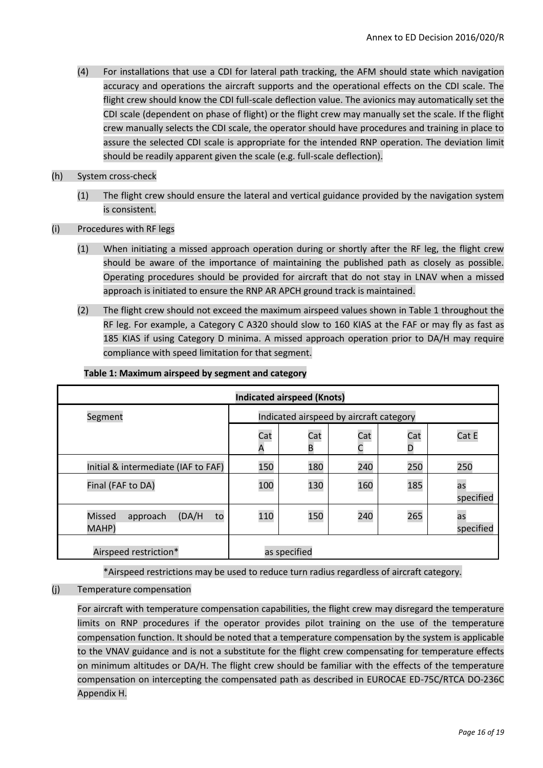(4) For installations that use a CDI for lateral path tracking, the AFM should state which navigation accuracy and operations the aircraft supports and the operational effects on the CDI scale. The flight crew should know the CDI full-scale deflection value. The avionics may automatically set the CDI scale (dependent on phase of flight) or the flight crew may manually set the scale. If the flight crew manually selects the CDI scale, the operator should have procedures and training in place to assure the selected CDI scale is appropriate for the intended RNP operation. The deviation limit should be readily apparent given the scale (e.g. full-scale deflection).

(h) System cross-check

(1) The flight crew should ensure the lateral and vertical guidance provided by the navigation system is consistent.

(i) Procedures with RF legs

(1) When initiating a missed approach operation during or shortly after the RF leg, the flight crew should be aware of the importance of maintaining the published path as closely as possible. Operating procedures should be provided for aircraft that do not stay in LNAV when a missed approach is initiated to ensure the RNP AR APCH ground track is maintained.

(2) The flight crew should not exceed the maximum airspeed values shown in Table 1 throughout the RF leg. For example, a Category C A320 should slow to 160 KIAS at the FAF or may fly as fast as 185 KIAS if using Category D minima. A missed approach operation prior to DA/H may require compliance with speed limitation for that segment.

**Table 1: Maximum airspeed by segment and category**

| Indicated airspeed (Knots) | | | | | |
|---|---|---|---|---|---|
| Segment | Indicated airspeed by aircraft category | | | | |
| | Cat A | Cat B | Cat C | Cat D | Cat E |
| Initial & intermediate (IAF to FAF) | 150 | 180 | 240 | 250 | 250 |
| Final (FAF to DA) | 100 | 130 | 160 | 185 | as specified |
| Missed approach (DA/H to MAHP) | 110 | 150 | 240 | 265 | as specified |
| Airspeed restriction* | as specified | | | | |

*Airspeed restrictions may be used to reduce turn radius regardless of aircraft category.

(j) Temperature compensation

For aircraft with temperature compensation capabilities, the flight crew may disregard the temperature limits on RNP procedures if the operator provides pilot training on the use of the temperature compensation function. It should be noted that a temperature compensation by the system is applicable to the VNAV guidance and is not a substitute for the flight crew compensating for temperature effects on minimum altitudes or DA/H. The flight crew should be familiar with the effects of the temperature compensation on intercepting the compensated path as described in EUROCAE ED-75C/RTCA DO-236C Appendix H.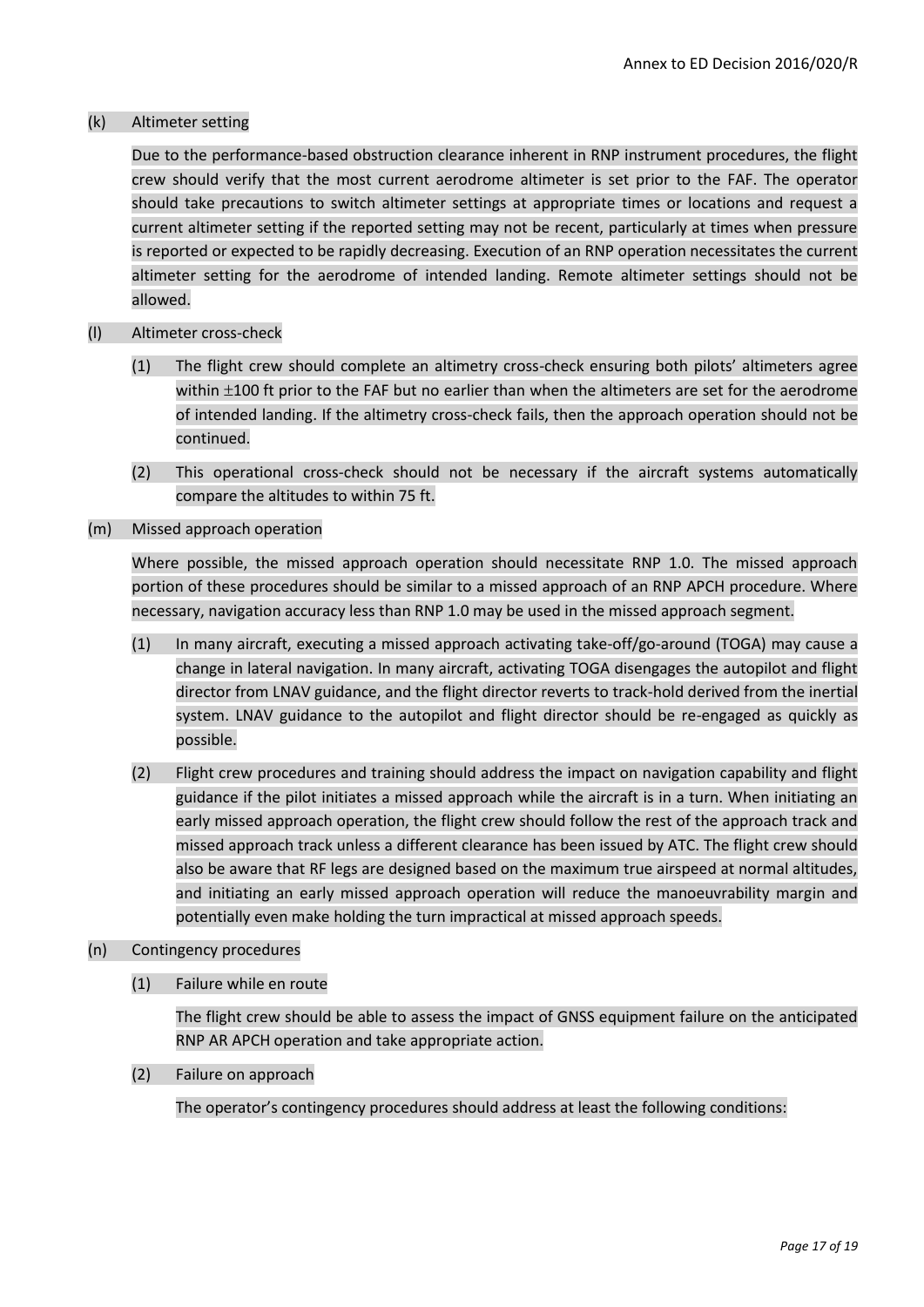(k) Altimeter setting

Due to the performance-based obstruction clearance inherent in RNP instrument procedures, the flight crew should verify that the most current aerodrome altimeter is set prior to the FAF. The operator should take precautions to switch altimeter settings at appropriate times or locations and request a current altimeter setting if the reported setting may not be recent, particularly at times when pressure is reported or expected to be rapidly decreasing. Execution of an RNP operation necessitates the current altimeter setting for the aerodrome of intended landing. Remote altimeter settings should not be allowed.

(l) Altimeter cross-check

(1) The flight crew should complete an altimetry cross-check ensuring both pilots' altimeters agree within $\pm$100 ft prior to the FAF but no earlier than when the altimeters are set for the aerodrome of intended landing. If the altimetry cross-check fails, then the approach operation should not be continued.

(2) This operational cross-check should not be necessary if the aircraft systems automatically compare the altitudes to within 75 ft.

(m) Missed approach operation

Where possible, the missed approach operation should necessitate RNP 1.0. The missed approach portion of these procedures should be similar to a missed approach of an RNP APCH procedure. Where necessary, navigation accuracy less than RNP 1.0 may be used in the missed approach segment.

(1) In many aircraft, executing a missed approach activating take-off/go-around (TOGA) may cause a change in lateral navigation. In many aircraft, activating TOGA disengages the autopilot and flight director from LNAV guidance, and the flight director reverts to track-hold derived from the inertial system. LNAV guidance to the autopilot and flight director should be re-engaged as quickly as possible.

(2) Flight crew procedures and training should address the impact on navigation capability and flight guidance if the pilot initiates a missed approach while the aircraft is in a turn. When initiating an early missed approach operation, the flight crew should follow the rest of the approach track and missed approach track unless a different clearance has been issued by ATC. The flight crew should also be aware that RF legs are designed based on the maximum true airspeed at normal altitudes, and initiating an early missed approach operation will reduce the manoeuvrability margin and potentially even make holding the turn impractical at missed approach speeds.

(n) Contingency procedures

(1) Failure while en route

The flight crew should be able to assess the impact of GNSS equipment failure on the anticipated RNP AR APCH operation and take appropriate action.

(2) Failure on approach

The operator's contingency procedures should address at least the following conditions: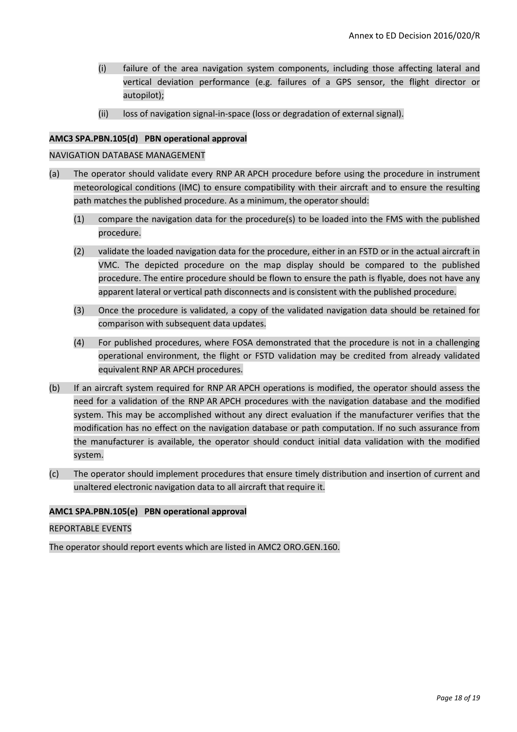(i) failure of the area navigation system components, including those affecting lateral and vertical deviation performance (e.g. failures of a GPS sensor, the flight director or autopilot);

(ii) loss of navigation signal-in-space (loss or degradation of external signal).

**AMC3 SPA.PBN.105(d) PBN operational approval**

NAVIGATION DATABASE MANAGEMENT

(a) The operator should validate every RNP AR APCH procedure before using the procedure in instrument meteorological conditions (IMC) to ensure compatibility with their aircraft and to ensure the resulting path matches the published procedure. As a minimum, the operator should:

(1) compare the navigation data for the procedure(s) to be loaded into the FMS with the published procedure.

(2) validate the loaded navigation data for the procedure, either in an FSTD or in the actual aircraft in VMC. The depicted procedure on the map display should be compared to the published procedure. The entire procedure should be flown to ensure the path is flyable, does not have any apparent lateral or vertical path disconnects and is consistent with the published procedure.

(3) Once the procedure is validated, a copy of the validated navigation data should be retained for comparison with subsequent data updates.

(4) For published procedures, where FOSA demonstrated that the procedure is not in a challenging operational environment, the flight or FSTD validation may be credited from already validated equivalent RNP AR APCH procedures.

(b) If an aircraft system required for RNP AR APCH operations is modified, the operator should assess the need for a validation of the RNP AR APCH procedures with the navigation database and the modified system. This may be accomplished without any direct evaluation if the manufacturer verifies that the modification has no effect on the navigation database or path computation. If no such assurance from the manufacturer is available, the operator should conduct initial data validation with the modified system.

(c) The operator should implement procedures that ensure timely distribution and insertion of current and unaltered electronic navigation data to all aircraft that require it.

**AMC1 SPA.PBN.105(e) PBN operational approval**

REPORTABLE EVENTS

The operator should report events which are listed in AMC2 ORO.GEN.160.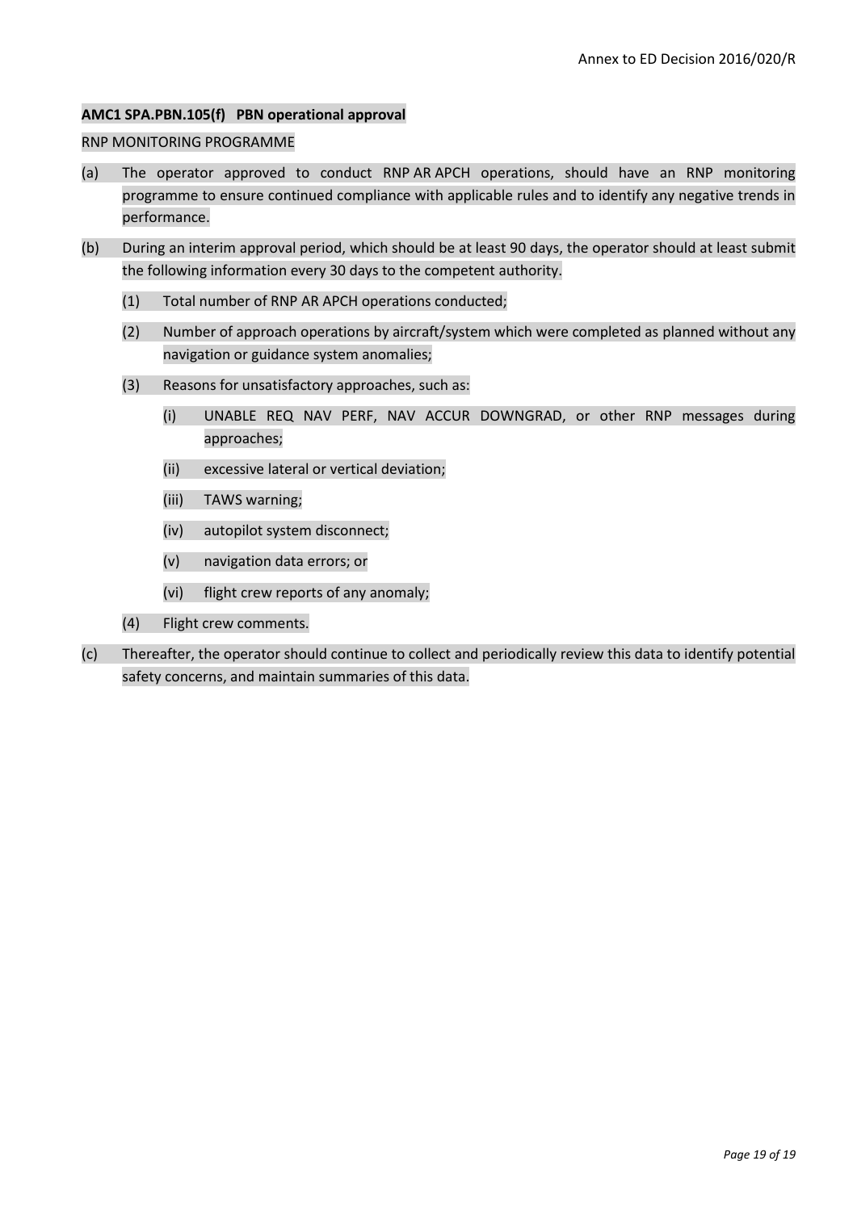**AMC1 SPA.PBN.105(f) PBN operational approval**

RNP MONITORING PROGRAMME

(a) The operator approved to conduct RNP AR APCH operations, should have an RNP monitoring programme to ensure continued compliance with applicable rules and to identify any negative trends in performance.

(b) During an interim approval period, which should be at least 90 days, the operator should at least submit the following information every 30 days to the competent authority.

  (1) Total number of RNP AR APCH operations conducted;

  (2) Number of approach operations by aircraft/system which were completed as planned without any navigation or guidance system anomalies;

  (3) Reasons for unsatisfactory approaches, such as:

    (i) UNABLE REQ NAV PERF, NAV ACCUR DOWNGRAD, or other RNP messages during approaches;

    (ii) excessive lateral or vertical deviation;

    (iii) TAWS warning;

    (iv) autopilot system disconnect;

    (v) navigation data errors; or

    (vi) flight crew reports of any anomaly;

  (4) Flight crew comments.

(c) Thereafter, the operator should continue to collect and periodically review this data to identify potential safety concerns, and maintain summaries of this data.